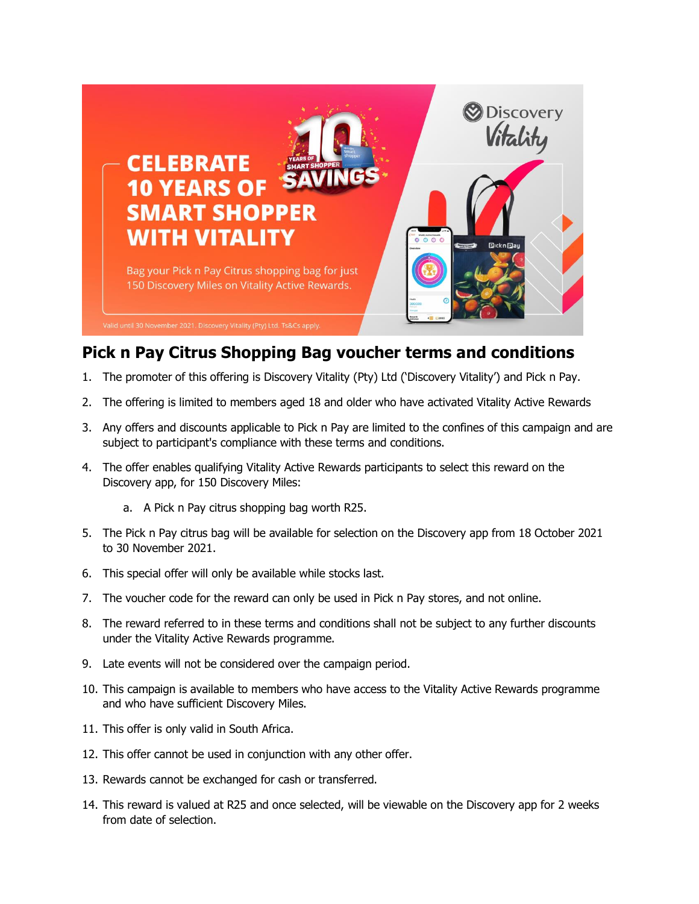CELEBRATE 10 YEARS OF SMART SHOPPER WITH VITALITY

Bag your Pick n Pay Citrus shopping bag for just 150 Discovery Miles on Vitality Active Rewards.

Valid until 30 November 2021. Discovery Vitality (Pty) Ltd. Ts&Cs apply.

## Pick n Pay Citrus Shopping Bag voucher terms and conditions

1. The promoter of this offering is Discovery Vitality (Pty) Ltd ('Discovery Vitality') and Pick n Pay.
2. The offering is limited to members aged 18 and older who have activated Vitality Active Rewards
3. Any offers and discounts applicable to Pick n Pay are limited to the confines of this campaign and are subject to participant's compliance with these terms and conditions.
4. The offer enables qualifying Vitality Active Rewards participants to select this reward on the Discovery app, for 150 Discovery Miles:
   a. A Pick n Pay citrus shopping bag worth R25.
5. The Pick n Pay citrus bag will be available for selection on the Discovery app from 18 October 2021 to 30 November 2021.
6. This special offer will only be available while stocks last.
7. The voucher code for the reward can only be used in Pick n Pay stores, and not online.
8. The reward referred to in these terms and conditions shall not be subject to any further discounts under the Vitality Active Rewards programme.
9. Late events will not be considered over the campaign period.
10. This campaign is available to members who have access to the Vitality Active Rewards programme and who have sufficient Discovery Miles.
11. This offer is only valid in South Africa.
12. This offer cannot be used in conjunction with any other offer.
13. Rewards cannot be exchanged for cash or transferred.
14. This reward is valued at R25 and once selected, will be viewable on the Discovery app for 2 weeks from date of selection.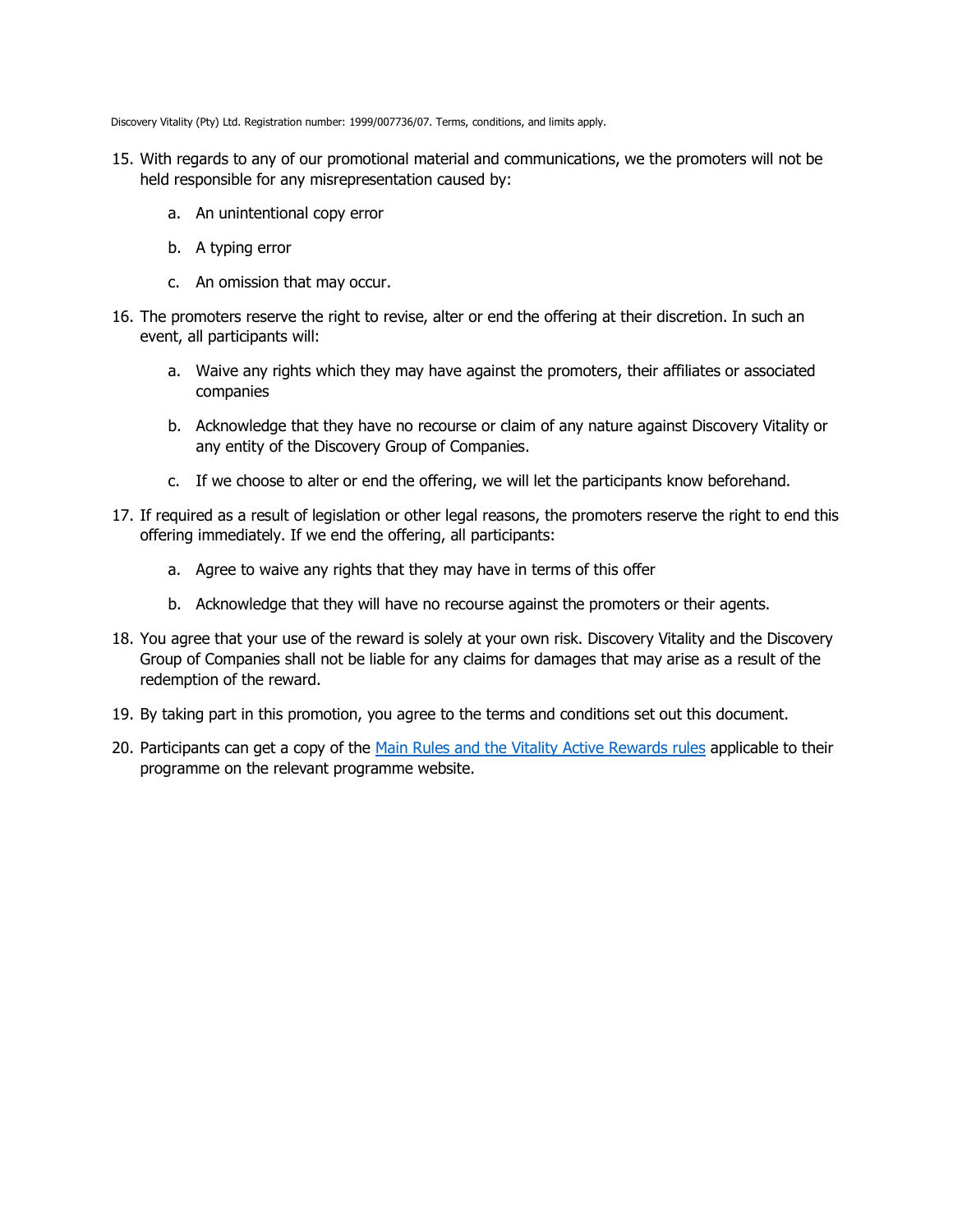15. With regards to any of our promotional material and communications, we the promoters will not be held responsible for any misrepresentation caused by:

    a. An unintentional copy error

    b. A typing error

    c. An omission that may occur.

16. The promoters reserve the right to revise, alter or end the offering at their discretion. In such an event, all participants will:

    a. Waive any rights which they may have against the promoters, their affiliates or associated companies

    b. Acknowledge that they have no recourse or claim of any nature against Discovery Vitality or any entity of the Discovery Group of Companies.

    c. If we choose to alter or end the offering, we will let the participants know beforehand.

17. If required as a result of legislation or other legal reasons, the promoters reserve the right to end this offering immediately. If we end the offering, all participants:

    a. Agree to waive any rights that they may have in terms of this offer

    b. Acknowledge that they will have no recourse against the promoters or their agents.

18. You agree that your use of the reward is solely at your own risk. Discovery Vitality and the Discovery Group of Companies shall not be liable for any claims for damages that may arise as a result of the redemption of the reward.

19. By taking part in this promotion, you agree to the terms and conditions set out this document.

20. Participants can get a copy of the Main Rules and the Vitality Active Rewards rules applicable to their programme on the relevant programme website.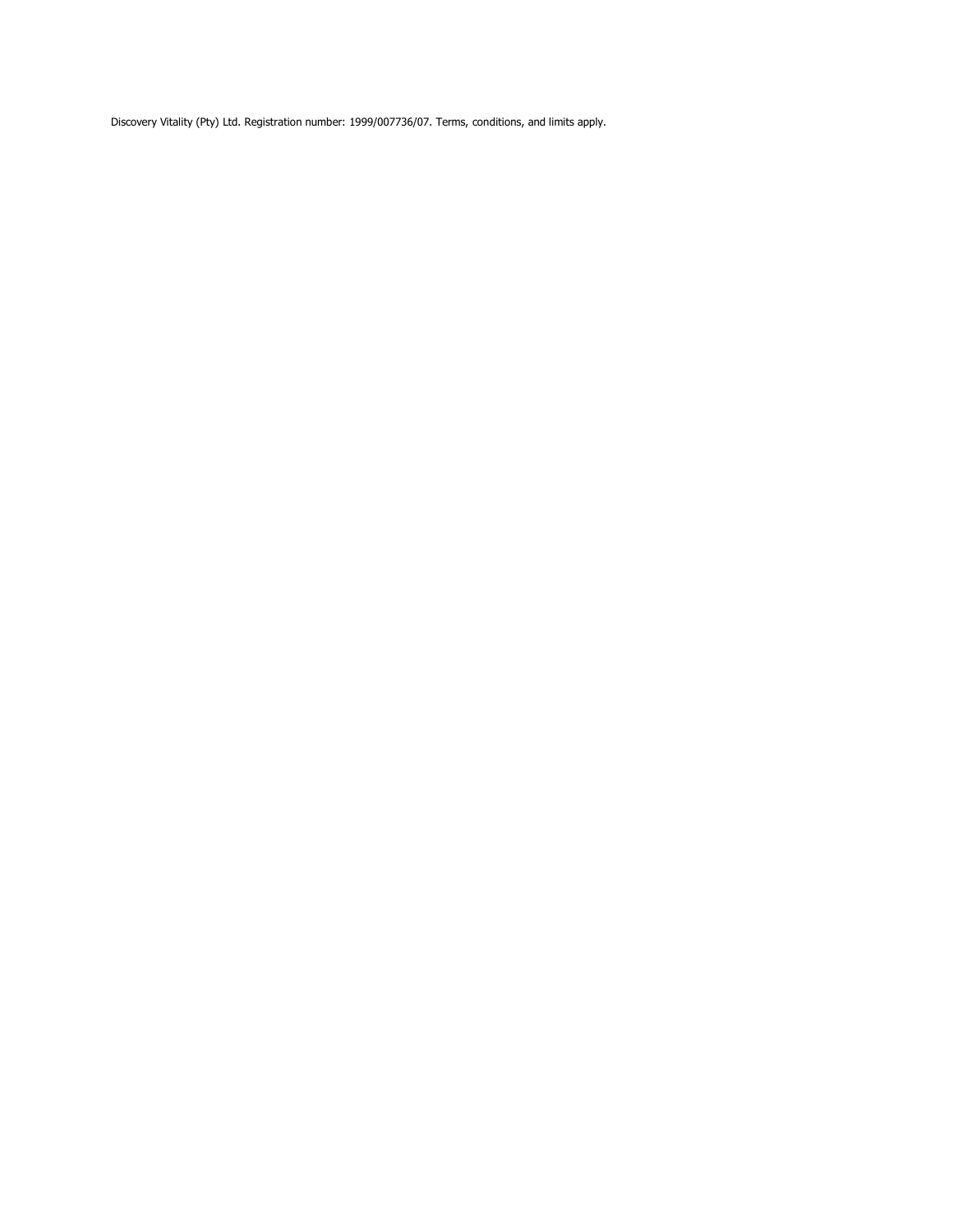Discovery Vitality (Pty) Ltd. Registration number: 1999/007736/07. Terms, conditions, and limits apply.